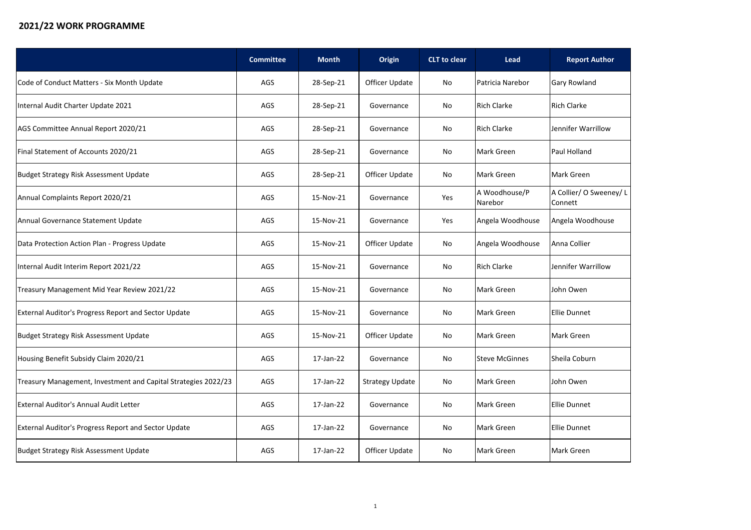## 2021/22 WORK PROGRAMME

| | Committee | Month | Origin | CLT to clear | Lead | Report Author |
|---|---|---|---|---|---|---|
| Code of Conduct Matters - Six Month Update | AGS | 28-Sep-21 | Officer Update | No | Patricia Narebor | Gary Rowland |
| Internal Audit Charter Update 2021 | AGS | 28-Sep-21 | Governance | No | Rich Clarke | Rich Clarke |
| AGS Committee Annual Report 2020/21 | AGS | 28-Sep-21 | Governance | No | Rich Clarke | Jennifer Warrillow |
| Final Statement of Accounts 2020/21 | AGS | 28-Sep-21 | Governance | No | Mark Green | Paul Holland |
| Budget Strategy Risk Assessment Update | AGS | 28-Sep-21 | Officer Update | No | Mark Green | Mark Green |
| Annual Complaints Report 2020/21 | AGS | 15-Nov-21 | Governance | Yes | A Woodhouse/P Narebor | A Collier/ O Sweeney/ L Connett |
| Annual Governance Statement Update | AGS | 15-Nov-21 | Governance | Yes | Angela Woodhouse | Angela Woodhouse |
| Data Protection Action Plan - Progress Update | AGS | 15-Nov-21 | Officer Update | No | Angela Woodhouse | Anna Collier |
| Internal Audit Interim Report 2021/22 | AGS | 15-Nov-21 | Governance | No | Rich Clarke | Jennifer Warrillow |
| Treasury Management Mid Year Review 2021/22 | AGS | 15-Nov-21 | Governance | No | Mark Green | John Owen |
| External Auditor's Progress Report and Sector Update | AGS | 15-Nov-21 | Governance | No | Mark Green | Ellie Dunnet |
| Budget Strategy Risk Assessment Update | AGS | 15-Nov-21 | Officer Update | No | Mark Green | Mark Green |
| Housing Benefit Subsidy Claim 2020/21 | AGS | 17-Jan-22 | Governance | No | Steve McGinnes | Sheila Coburn |
| Treasury Management, Investment and Capital Strategies 2022/23 | AGS | 17-Jan-22 | Strategy Update | No | Mark Green | John Owen |
| External Auditor's Annual Audit Letter | AGS | 17-Jan-22 | Governance | No | Mark Green | Ellie Dunnet |
| External Auditor's Progress Report and Sector Update | AGS | 17-Jan-22 | Governance | No | Mark Green | Ellie Dunnet |
| Budget Strategy Risk Assessment Update | AGS | 17-Jan-22 | Officer Update | No | Mark Green | Mark Green |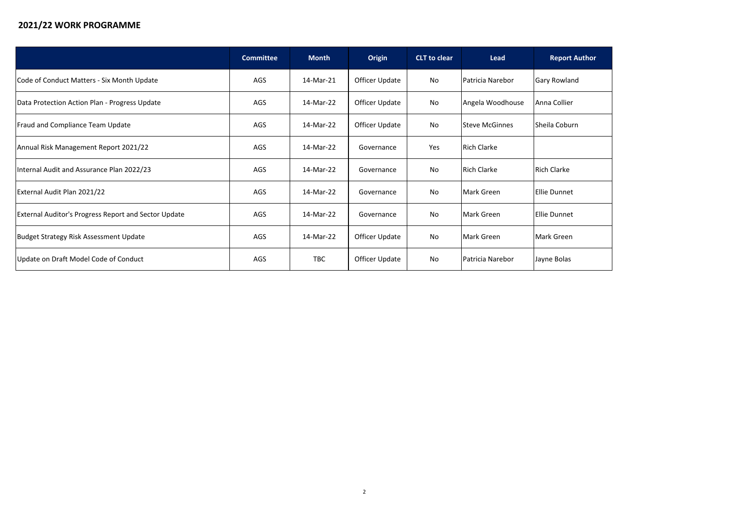## 2021/22 WORK PROGRAMME

| | Committee | Month | Origin | CLT to clear | Lead | Report Author |
|---|---|---|---|---|---|---|
| Code of Conduct Matters - Six Month Update | AGS | 14-Mar-21 | Officer Update | No | Patricia Narebor | Gary Rowland |
| Data Protection Action Plan - Progress Update | AGS | 14-Mar-22 | Officer Update | No | Angela Woodhouse | Anna Collier |
| Fraud and Compliance Team Update | AGS | 14-Mar-22 | Officer Update | No | Steve McGinnes | Sheila Coburn |
| Annual Risk Management Report 2021/22 | AGS | 14-Mar-22 | Governance | Yes | Rich Clarke | |
| Internal Audit and Assurance Plan 2022/23 | AGS | 14-Mar-22 | Governance | No | Rich Clarke | Rich Clarke |
| External Audit Plan 2021/22 | AGS | 14-Mar-22 | Governance | No | Mark Green | Ellie Dunnet |
| External Auditor's Progress Report and Sector Update | AGS | 14-Mar-22 | Governance | No | Mark Green | Ellie Dunnet |
| Budget Strategy Risk Assessment Update | AGS | 14-Mar-22 | Officer Update | No | Mark Green | Mark Green |
| Update on Draft Model Code of Conduct | AGS | TBC | Officer Update | No | Patricia Narebor | Jayne Bolas |